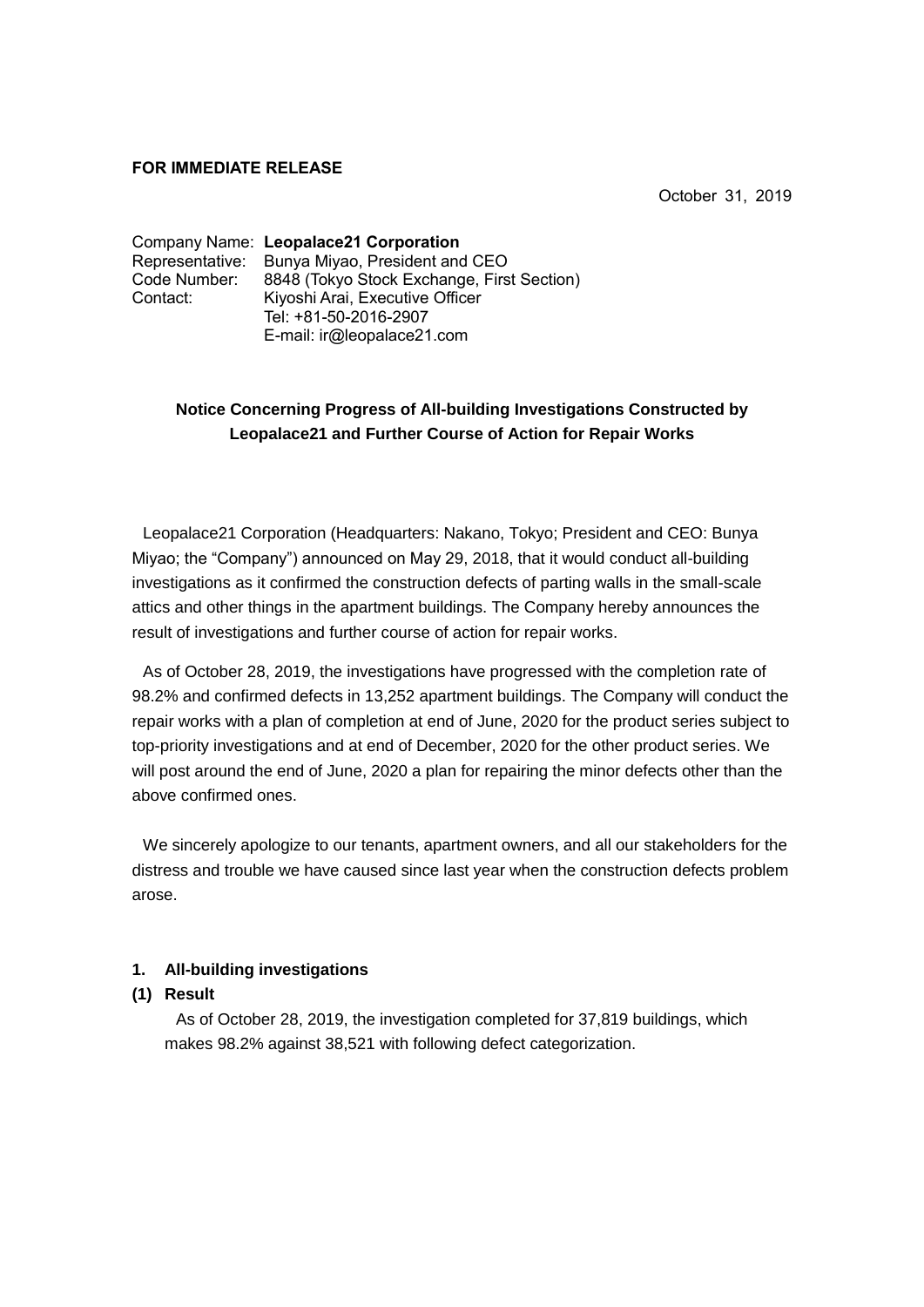**FOR IMMEDIATE RELEASE**

October 31, 2019

Company Name: **Leopalace21 Corporation**
Representative: Bunya Miyao, President and CEO
Code Number: 8848 (Tokyo Stock Exchange, First Section)
Contact: Kiyoshi Arai, Executive Officer
Tel: +81-50-2016-2907
E-mail: ir@leopalace21.com

## Notice Concerning Progress of All-building Investigations Constructed by Leopalace21 and Further Course of Action for Repair Works

Leopalace21 Corporation (Headquarters: Nakano, Tokyo; President and CEO: Bunya Miyao; the "Company") announced on May 29, 2018, that it would conduct all-building investigations as it confirmed the construction defects of parting walls in the small-scale attics and other things in the apartment buildings. The Company hereby announces the result of investigations and further course of action for repair works.

As of October 28, 2019, the investigations have progressed with the completion rate of 98.2% and confirmed defects in 13,252 apartment buildings. The Company will conduct the repair works with a plan of completion at end of June, 2020 for the product series subject to top-priority investigations and at end of December, 2020 for the other product series. We will post around the end of June, 2020 a plan for repairing the minor defects other than the above confirmed ones.

We sincerely apologize to our tenants, apartment owners, and all our stakeholders for the distress and trouble we have caused since last year when the construction defects problem arose.

### 1. All-building investigations

#### (1) Result

As of October 28, 2019, the investigation completed for 37,819 buildings, which makes 98.2% against 38,521 with following defect categorization.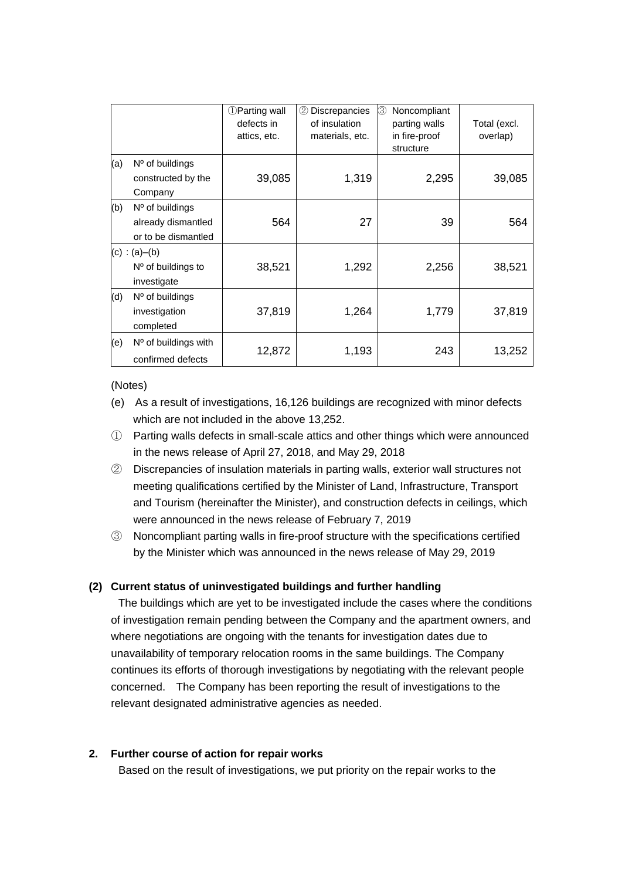| | ①Parting wall defects in attics, etc. | ② Discrepancies of insulation materials, etc. | ③ Noncompliant parting walls in fire-proof structure | Total (excl. overlap) |
|---|---|---|---|---|
| (a) Nº of buildings constructed by the Company | 39,085 | 1,319 | 2,295 | 39,085 |
| (b) Nº of buildings already dismantled or to be dismantled | 564 | 27 | 39 | 564 |
| (c) : (a)–(b) Nº of buildings to investigate | 38,521 | 1,292 | 2,256 | 38,521 |
| (d) Nº of buildings investigation completed | 37,819 | 1,264 | 1,779 | 37,819 |
| (e) Nº of buildings with confirmed defects | 12,872 | 1,193 | 243 | 13,252 |

(Notes)

(e) As a result of investigations, 16,126 buildings are recognized with minor defects which are not included in the above 13,252.

① Parting walls defects in small-scale attics and other things which were announced in the news release of April 27, 2018, and May 29, 2018

② Discrepancies of insulation materials in parting walls, exterior wall structures not meeting qualifications certified by the Minister of Land, Infrastructure, Transport and Tourism (hereinafter the Minister), and construction defects in ceilings, which were announced in the news release of February 7, 2019

③ Noncompliant parting walls in fire-proof structure with the specifications certified by the Minister which was announced in the news release of May 29, 2019

### (2) Current status of uninvestigated buildings and further handling

The buildings which are yet to be investigated include the cases where the conditions of investigation remain pending between the Company and the apartment owners, and where negotiations are ongoing with the tenants for investigation dates due to unavailability of temporary relocation rooms in the same buildings. The Company continues its efforts of thorough investigations by negotiating with the relevant people concerned. The Company has been reporting the result of investigations to the relevant designated administrative agencies as needed.

## 2. Further course of action for repair works

Based on the result of investigations, we put priority on the repair works to the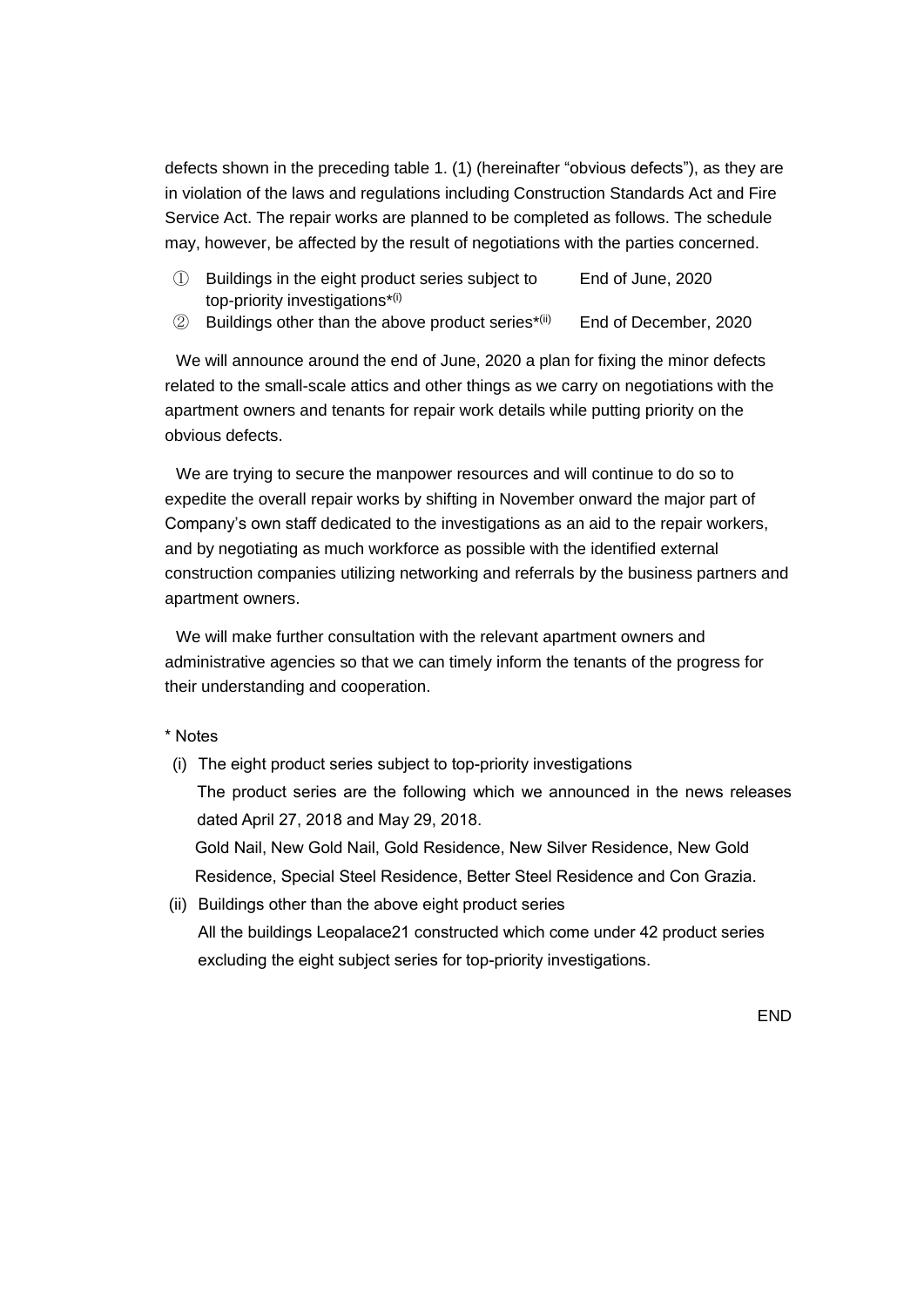defects shown in the preceding table 1. (1) (hereinafter "obvious defects"), as they are in violation of the laws and regulations including Construction Standards Act and Fire Service Act. The repair works are planned to be completed as follows. The schedule may, however, be affected by the result of negotiations with the parties concerned.

| | | |
|---|---|---|
| ① | Buildings in the eight product series subject to top-priority investigations*(i) | End of June, 2020 |
| ② | Buildings other than the above product series*(ii) | End of December, 2020 |

We will announce around the end of June, 2020 a plan for fixing the minor defects related to the small-scale attics and other things as we carry on negotiations with the apartment owners and tenants for repair work details while putting priority on the obvious defects.

We are trying to secure the manpower resources and will continue to do so to expedite the overall repair works by shifting in November onward the major part of Company's own staff dedicated to the investigations as an aid to the repair workers, and by negotiating as much workforce as possible with the identified external construction companies utilizing networking and referrals by the business partners and apartment owners.

We will make further consultation with the relevant apartment owners and administrative agencies so that we can timely inform the tenants of the progress for their understanding and cooperation.

\* Notes

(i) The eight product series subject to top-priority investigations

The product series are the following which we announced in the news releases dated April 27, 2018 and May 29, 2018.

Gold Nail, New Gold Nail, Gold Residence, New Silver Residence, New Gold Residence, Special Steel Residence, Better Steel Residence and Con Grazia.

(ii) Buildings other than the above eight product series

All the buildings Leopalace21 constructed which come under 42 product series excluding the eight subject series for top-priority investigations.

END